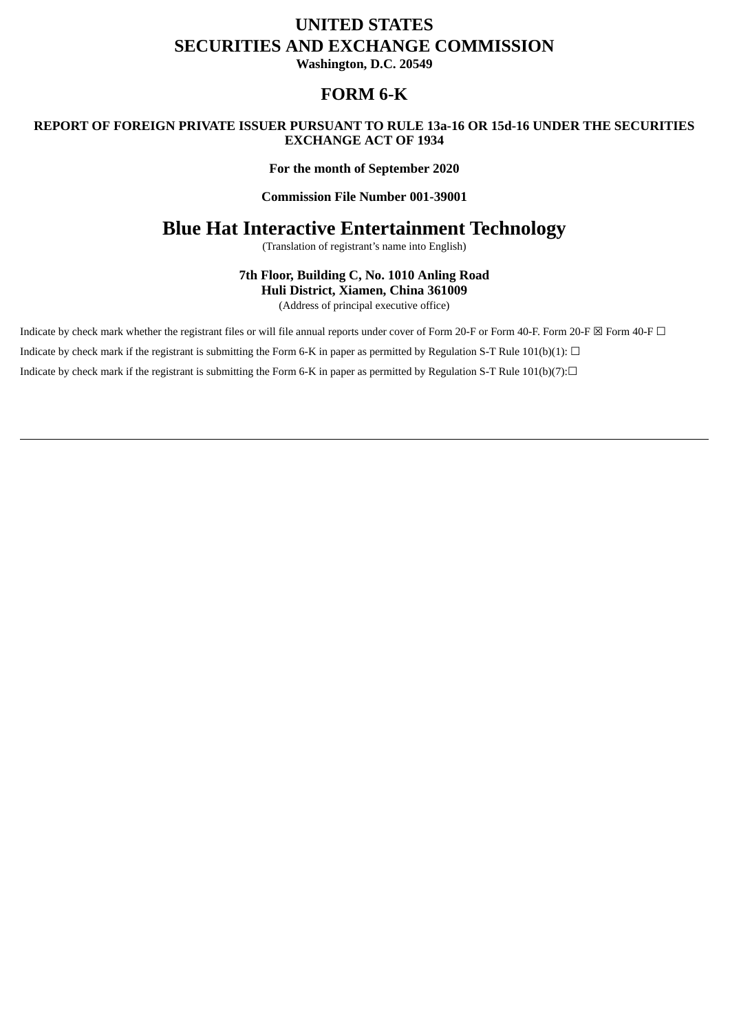# UNITED STATES
# SECURITIES AND EXCHANGE COMMISSION

**Washington, D.C. 20549**

## FORM 6-K

**REPORT OF FOREIGN PRIVATE ISSUER PURSUANT TO RULE 13a-16 OR 15d-16 UNDER THE SECURITIES EXCHANGE ACT OF 1934**

**For the month of September 2020**

**Commission File Number 001-39001**

# Blue Hat Interactive Entertainment Technology

(Translation of registrant's name into English)

**7th Floor, Building C, No. 1010 Anling Road**
**Huli District, Xiamen, China 361009**

(Address of principal executive office)

Indicate by check mark whether the registrant files or will file annual reports under cover of Form 20-F or Form 40-F. Form 20-F ☒ Form 40-F ☐

Indicate by check mark if the registrant is submitting the Form 6-K in paper as permitted by Regulation S-T Rule 101(b)(1): ☐

Indicate by check mark if the registrant is submitting the Form 6-K in paper as permitted by Regulation S-T Rule 101(b)(7):☐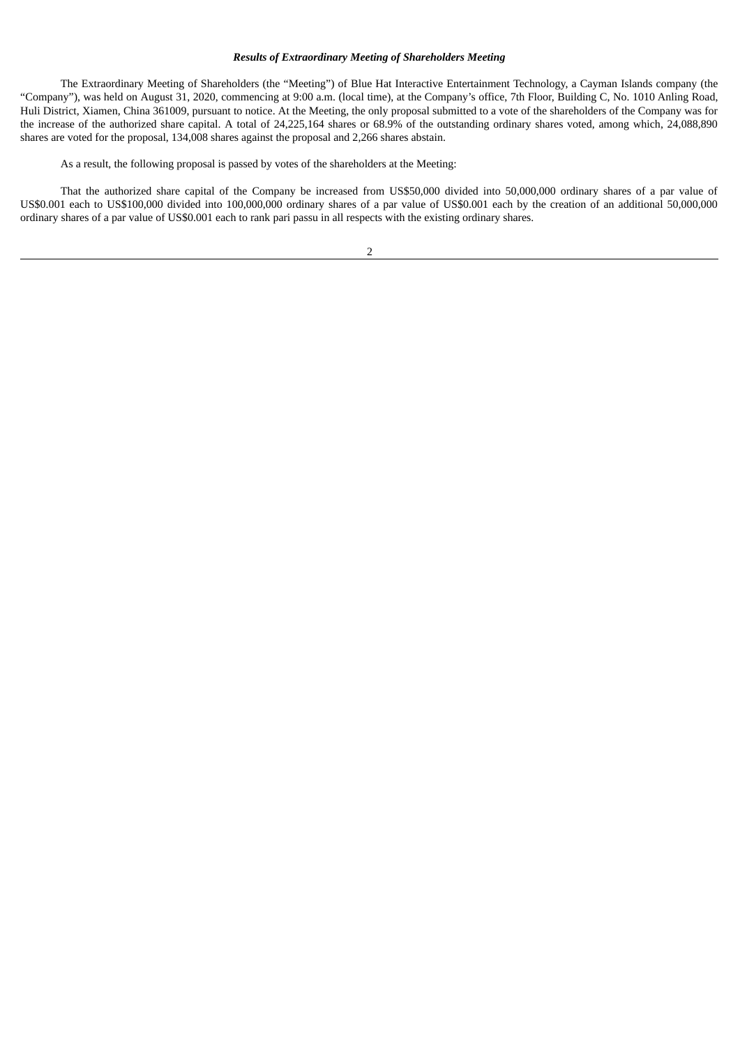***Results of Extraordinary Meeting of Shareholders Meeting***

The Extraordinary Meeting of Shareholders (the "Meeting") of Blue Hat Interactive Entertainment Technology, a Cayman Islands company (the "Company"), was held on August 31, 2020, commencing at 9:00 a.m. (local time), at the Company's office, 7th Floor, Building C, No. 1010 Anling Road, Huli District, Xiamen, China 361009, pursuant to notice. At the Meeting, the only proposal submitted to a vote of the shareholders of the Company was for the increase of the authorized share capital. A total of 24,225,164 shares or 68.9% of the outstanding ordinary shares voted, among which, 24,088,890 shares are voted for the proposal, 134,008 shares against the proposal and 2,266 shares abstain.

As a result, the following proposal is passed by votes of the shareholders at the Meeting:

That the authorized share capital of the Company be increased from US$50,000 divided into 50,000,000 ordinary shares of a par value of US$0.001 each to US$100,000 divided into 100,000,000 ordinary shares of a par value of US$0.001 each by the creation of an additional 50,000,000 ordinary shares of a par value of US$0.001 each to rank pari passu in all respects with the existing ordinary shares.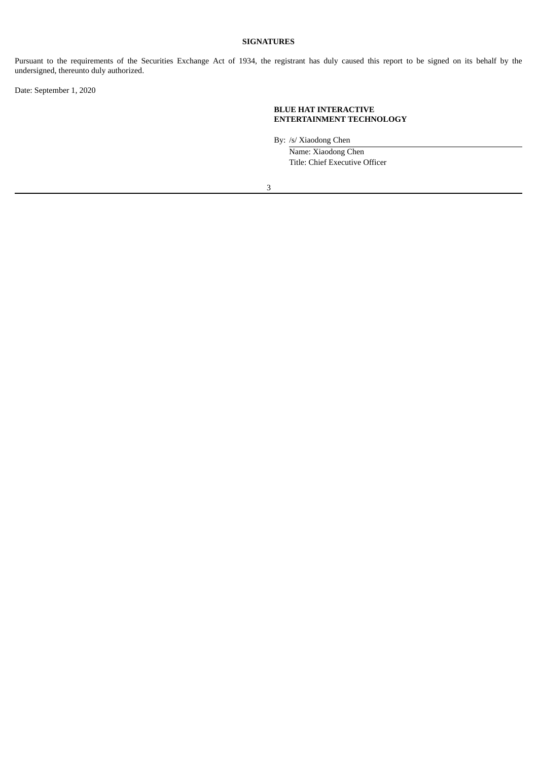**SIGNATURES**

Pursuant to the requirements of the Securities Exchange Act of 1934, the registrant has duly caused this report to be signed on its behalf by the undersigned, thereunto duly authorized.

Date: September 1, 2020

**BLUE HAT INTERACTIVE ENTERTAINMENT TECHNOLOGY**

By: /s/ Xiaodong Chen

Name: Xiaodong Chen

Title: Chief Executive Officer